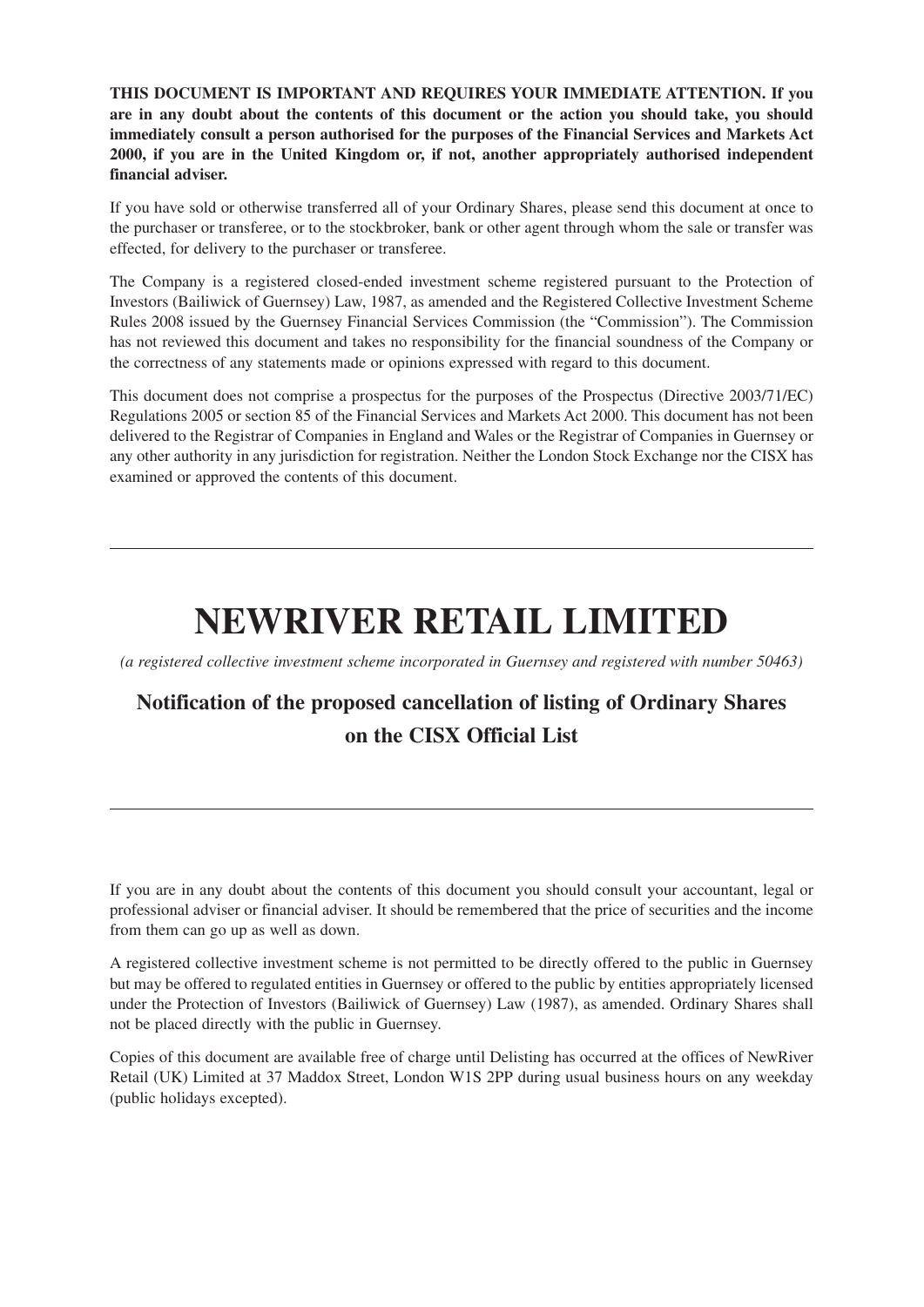**THIS DOCUMENT IS IMPORTANT AND REQUIRES YOUR IMMEDIATE ATTENTION. If you are in any doubt about the contents of this document or the action you should take, you should immediately consult a person authorised for the purposes of the Financial Services and Markets Act 2000, if you are in the United Kingdom or, if not, another appropriately authorised independent financial adviser.**

If you have sold or otherwise transferred all of your Ordinary Shares, please send this document at once to the purchaser or transferee, or to the stockbroker, bank or other agent through whom the sale or transfer was effected, for delivery to the purchaser or transferee.

The Company is a registered closed-ended investment scheme registered pursuant to the Protection of Investors (Bailiwick of Guernsey) Law, 1987, as amended and the Registered Collective Investment Scheme Rules 2008 issued by the Guernsey Financial Services Commission (the "Commission"). The Commission has not reviewed this document and takes no responsibility for the financial soundness of the Company or the correctness of any statements made or opinions expressed with regard to this document.

This document does not comprise a prospectus for the purposes of the Prospectus (Directive 2003/71/EC) Regulations 2005 or section 85 of the Financial Services and Markets Act 2000. This document has not been delivered to the Registrar of Companies in England and Wales or the Registrar of Companies in Guernsey or any other authority in any jurisdiction for registration. Neither the London Stock Exchange nor the CISX has examined or approved the contents of this document.

---

# NEWRIVER RETAIL LIMITED

*(a registered collective investment scheme incorporated in Guernsey and registered with number 50463)*

## Notification of the proposed cancellation of listing of Ordinary Shares on the CISX Official List

---

If you are in any doubt about the contents of this document you should consult your accountant, legal or professional adviser or financial adviser. It should be remembered that the price of securities and the income from them can go up as well as down.

A registered collective investment scheme is not permitted to be directly offered to the public in Guernsey but may be offered to regulated entities in Guernsey or offered to the public by entities appropriately licensed under the Protection of Investors (Bailiwick of Guernsey) Law (1987), as amended. Ordinary Shares shall not be placed directly with the public in Guernsey.

Copies of this document are available free of charge until Delisting has occurred at the offices of NewRiver Retail (UK) Limited at 37 Maddox Street, London W1S 2PP during usual business hours on any weekday (public holidays excepted).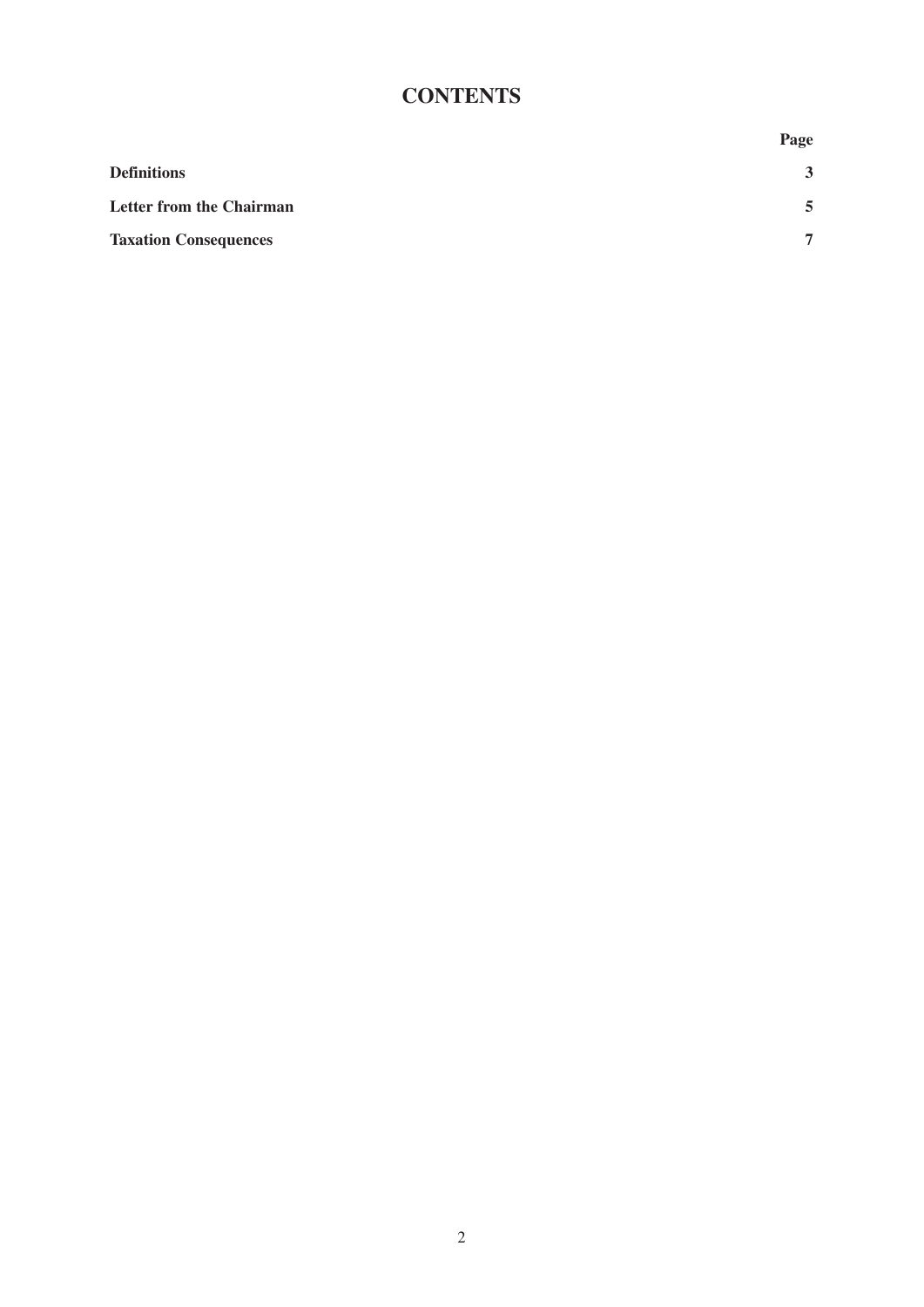# CONTENTS

| | Page |
|---|---|
| **Definitions** | **3** |
| **Letter from the Chairman** | **5** |
| **Taxation Consequences** | **7** |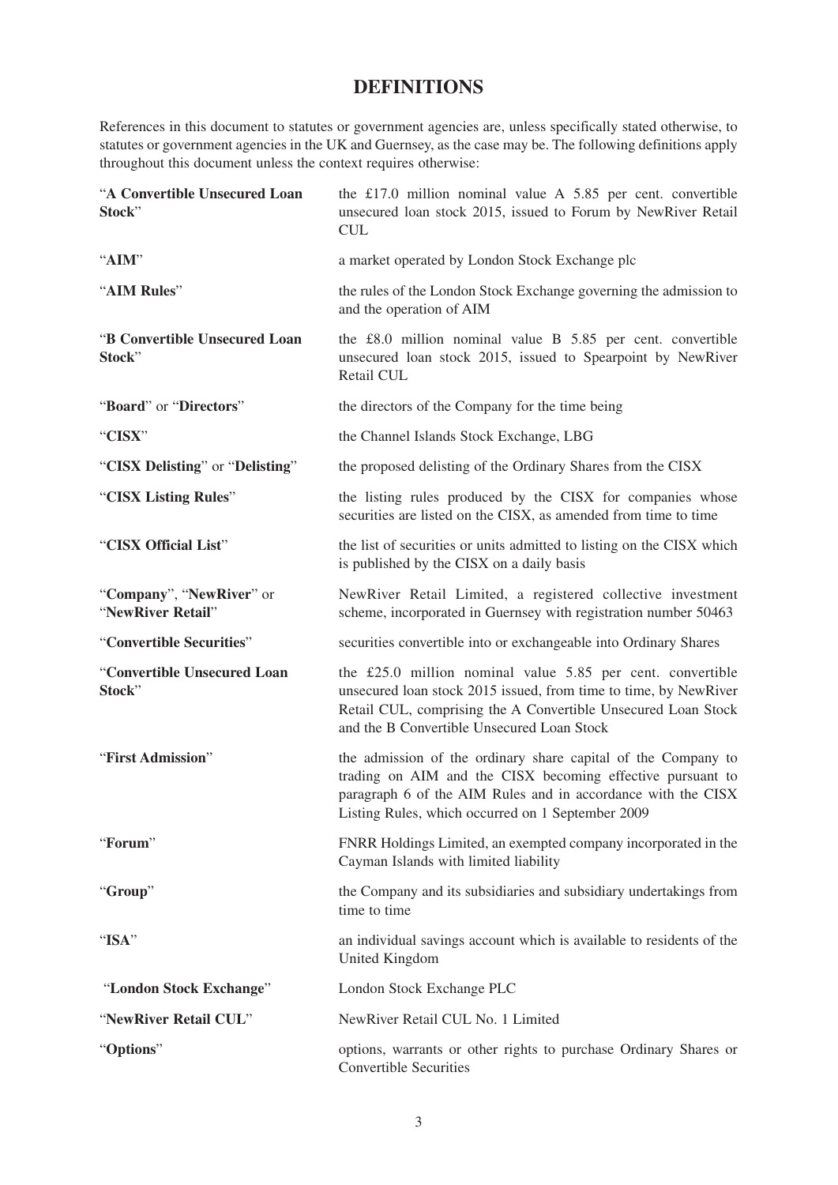# DEFINITIONS

References in this document to statutes or government agencies are, unless specifically stated otherwise, to statutes or government agencies in the UK and Guernsey, as the case may be. The following definitions apply throughout this document unless the context requires otherwise:

| | |
|---|---|
| "**A Convertible Unsecured Loan Stock**" | the £17.0 million nominal value A 5.85 per cent. convertible unsecured loan stock 2015, issued to Forum by NewRiver Retail CUL |
| "**AIM**" | a market operated by London Stock Exchange plc |
| "**AIM Rules**" | the rules of the London Stock Exchange governing the admission to and the operation of AIM |
| "**B Convertible Unsecured Loan Stock**" | the £8.0 million nominal value B 5.85 per cent. convertible unsecured loan stock 2015, issued to Spearpoint by NewRiver Retail CUL |
| "**Board**" or "**Directors**" | the directors of the Company for the time being |
| "**CISX**" | the Channel Islands Stock Exchange, LBG |
| "**CISX Delisting**" or "**Delisting**" | the proposed delisting of the Ordinary Shares from the CISX |
| "**CISX Listing Rules**" | the listing rules produced by the CISX for companies whose securities are listed on the CISX, as amended from time to time |
| "**CISX Official List**" | the list of securities or units admitted to listing on the CISX which is published by the CISX on a daily basis |
| "**Company**", "**NewRiver**" or "**NewRiver Retail**" | NewRiver Retail Limited, a registered collective investment scheme, incorporated in Guernsey with registration number 50463 |
| "**Convertible Securities**" | securities convertible into or exchangeable into Ordinary Shares |
| "**Convertible Unsecured Loan Stock**" | the £25.0 million nominal value 5.85 per cent. convertible unsecured loan stock 2015 issued, from time to time, by NewRiver Retail CUL, comprising the A Convertible Unsecured Loan Stock and the B Convertible Unsecured Loan Stock |
| "**First Admission**" | the admission of the ordinary share capital of the Company to trading on AIM and the CISX becoming effective pursuant to paragraph 6 of the AIM Rules and in accordance with the CISX Listing Rules, which occurred on 1 September 2009 |
| "**Forum**" | FNRR Holdings Limited, an exempted company incorporated in the Cayman Islands with limited liability |
| "**Group**" | the Company and its subsidiaries and subsidiary undertakings from time to time |
| "**ISA**" | an individual savings account which is available to residents of the United Kingdom |
| "**London Stock Exchange**" | London Stock Exchange PLC |
| "**NewRiver Retail CUL**" | NewRiver Retail CUL No. 1 Limited |
| "**Options**" | options, warrants or other rights to purchase Ordinary Shares or Convertible Securities |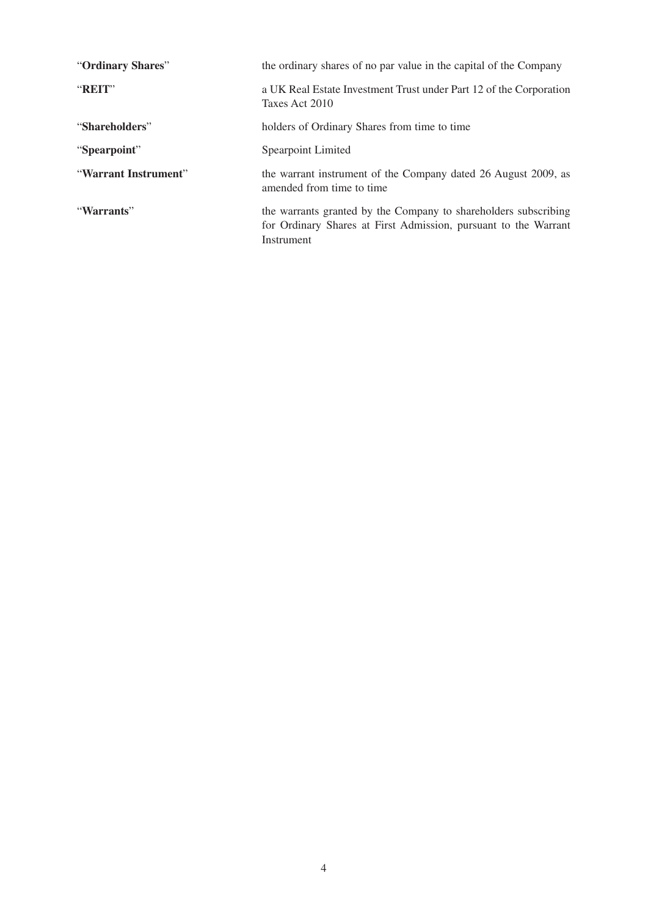| | |
|---|---|
| "**Ordinary Shares**" | the ordinary shares of no par value in the capital of the Company |
| "**REIT**" | a UK Real Estate Investment Trust under Part 12 of the Corporation Taxes Act 2010 |
| "**Shareholders**" | holders of Ordinary Shares from time to time |
| "**Spearpoint**" | Spearpoint Limited |
| "**Warrant Instrument**" | the warrant instrument of the Company dated 26 August 2009, as amended from time to time |
| "**Warrants**" | the warrants granted by the Company to shareholders subscribing for Ordinary Shares at First Admission, pursuant to the Warrant Instrument |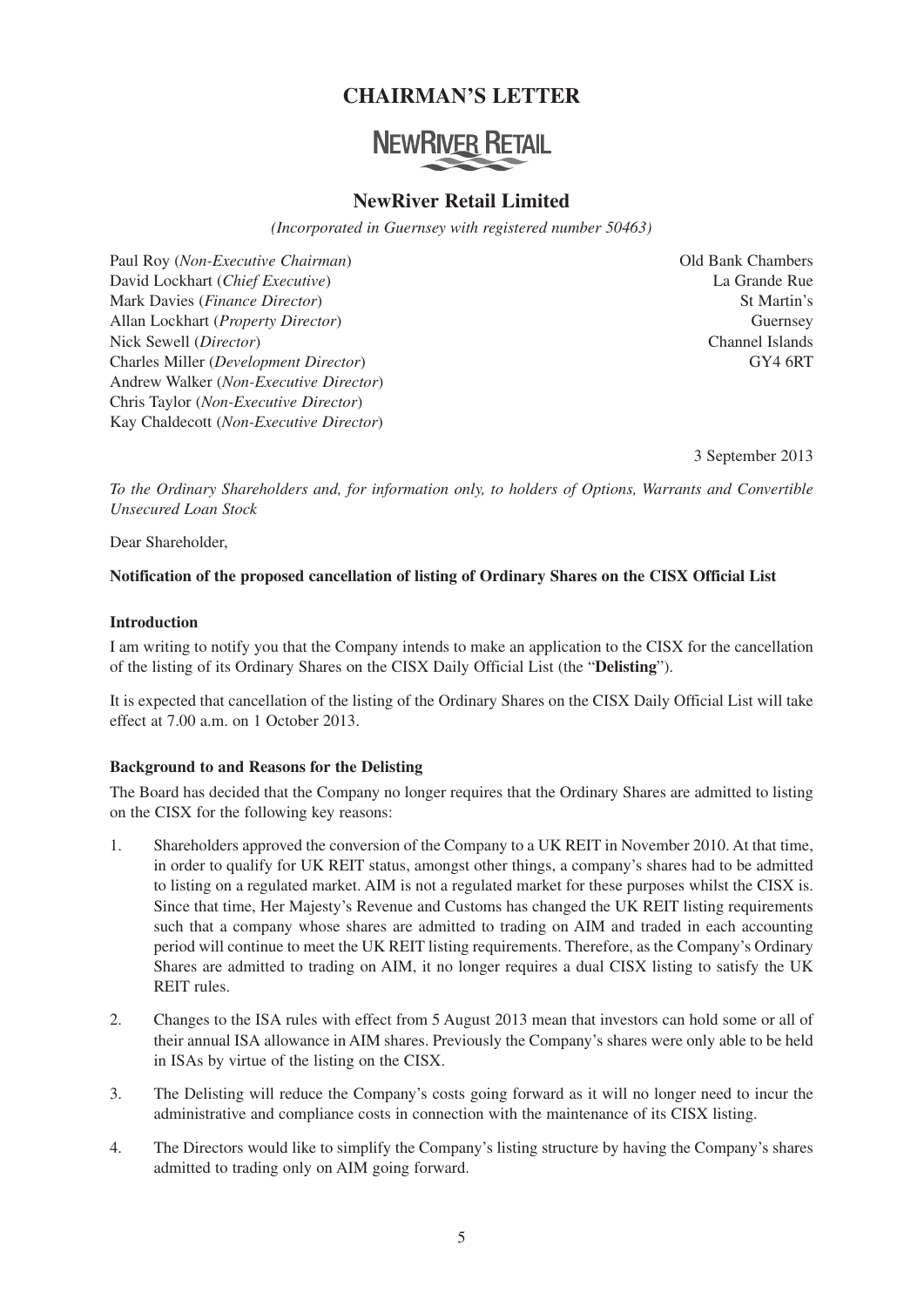# CHAIRMAN'S LETTER

NEWRIVER RETAIL

## NewRiver Retail Limited

*(Incorporated in Guernsey with registered number 50463)*

Paul Roy (*Non-Executive Chairman*)
David Lockhart (*Chief Executive*)
Mark Davies (*Finance Director*)
Allan Lockhart (*Property Director*)
Nick Sewell (*Director*)
Charles Miller (*Development Director*)
Andrew Walker (*Non-Executive Director*)
Chris Taylor (*Non-Executive Director*)
Kay Chaldecott (*Non-Executive Director*)

Old Bank Chambers
La Grande Rue
St Martin's
Guernsey
Channel Islands
GY4 6RT

3 September 2013

*To the Ordinary Shareholders and, for information only, to holders of Options, Warrants and Convertible Unsecured Loan Stock*

Dear Shareholder,

**Notification of the proposed cancellation of listing of Ordinary Shares on the CISX Official List**

**Introduction**

I am writing to notify you that the Company intends to make an application to the CISX for the cancellation of the listing of its Ordinary Shares on the CISX Daily Official List (the "**Delisting**").

It is expected that cancellation of the listing of the Ordinary Shares on the CISX Daily Official List will take effect at 7.00 a.m. on 1 October 2013.

**Background to and Reasons for the Delisting**

The Board has decided that the Company no longer requires that the Ordinary Shares are admitted to listing on the CISX for the following key reasons:

1. Shareholders approved the conversion of the Company to a UK REIT in November 2010. At that time, in order to qualify for UK REIT status, amongst other things, a company's shares had to be admitted to listing on a regulated market. AIM is not a regulated market for these purposes whilst the CISX is. Since that time, Her Majesty's Revenue and Customs has changed the UK REIT listing requirements such that a company whose shares are admitted to trading on AIM and traded in each accounting period will continue to meet the UK REIT listing requirements. Therefore, as the Company's Ordinary Shares are admitted to trading on AIM, it no longer requires a dual CISX listing to satisfy the UK REIT rules.

2. Changes to the ISA rules with effect from 5 August 2013 mean that investors can hold some or all of their annual ISA allowance in AIM shares. Previously the Company's shares were only able to be held in ISAs by virtue of the listing on the CISX.

3. The Delisting will reduce the Company's costs going forward as it will no longer need to incur the administrative and compliance costs in connection with the maintenance of its CISX listing.

4. The Directors would like to simplify the Company's listing structure by having the Company's shares admitted to trading only on AIM going forward.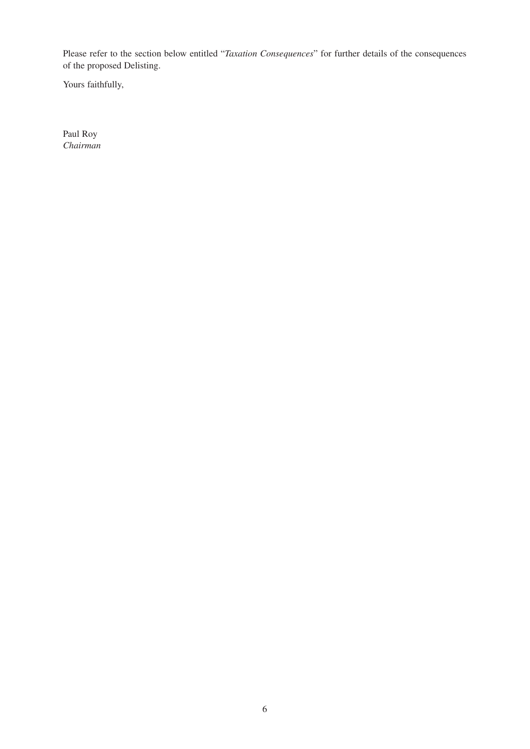Please refer to the section below entitled "*Taxation Consequences*" for further details of the consequences of the proposed Delisting.

Yours faithfully,

Paul Roy
*Chairman*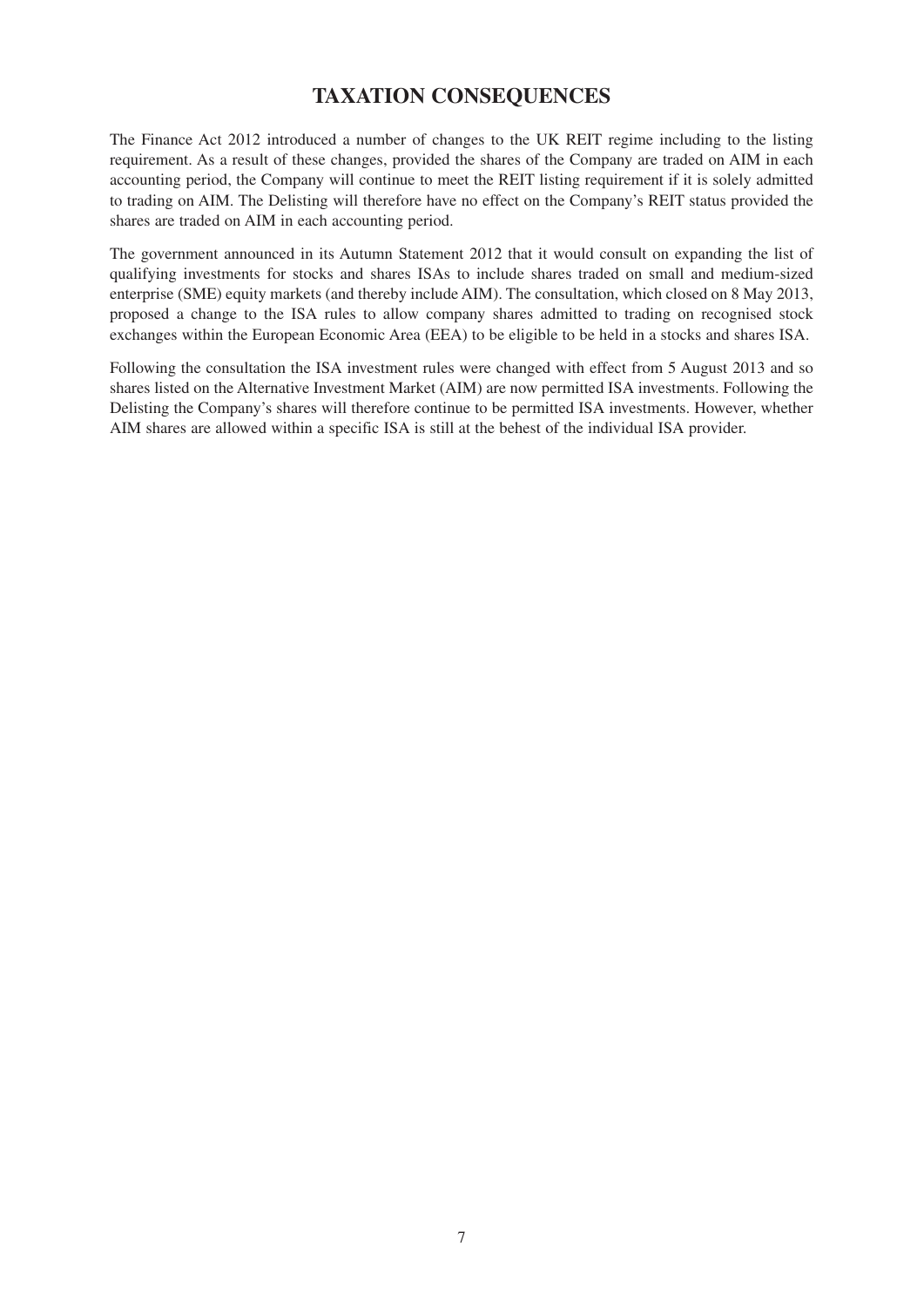# TAXATION CONSEQUENCES

The Finance Act 2012 introduced a number of changes to the UK REIT regime including to the listing requirement. As a result of these changes, provided the shares of the Company are traded on AIM in each accounting period, the Company will continue to meet the REIT listing requirement if it is solely admitted to trading on AIM. The Delisting will therefore have no effect on the Company's REIT status provided the shares are traded on AIM in each accounting period.

The government announced in its Autumn Statement 2012 that it would consult on expanding the list of qualifying investments for stocks and shares ISAs to include shares traded on small and medium-sized enterprise (SME) equity markets (and thereby include AIM). The consultation, which closed on 8 May 2013, proposed a change to the ISA rules to allow company shares admitted to trading on recognised stock exchanges within the European Economic Area (EEA) to be eligible to be held in a stocks and shares ISA.

Following the consultation the ISA investment rules were changed with effect from 5 August 2013 and so shares listed on the Alternative Investment Market (AIM) are now permitted ISA investments. Following the Delisting the Company's shares will therefore continue to be permitted ISA investments. However, whether AIM shares are allowed within a specific ISA is still at the behest of the individual ISA provider.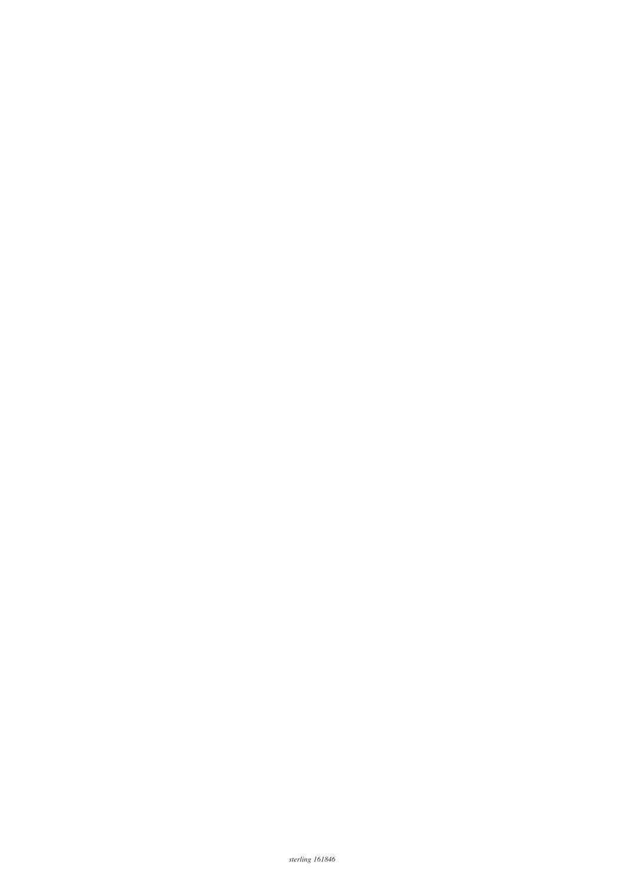*sterling 161846*